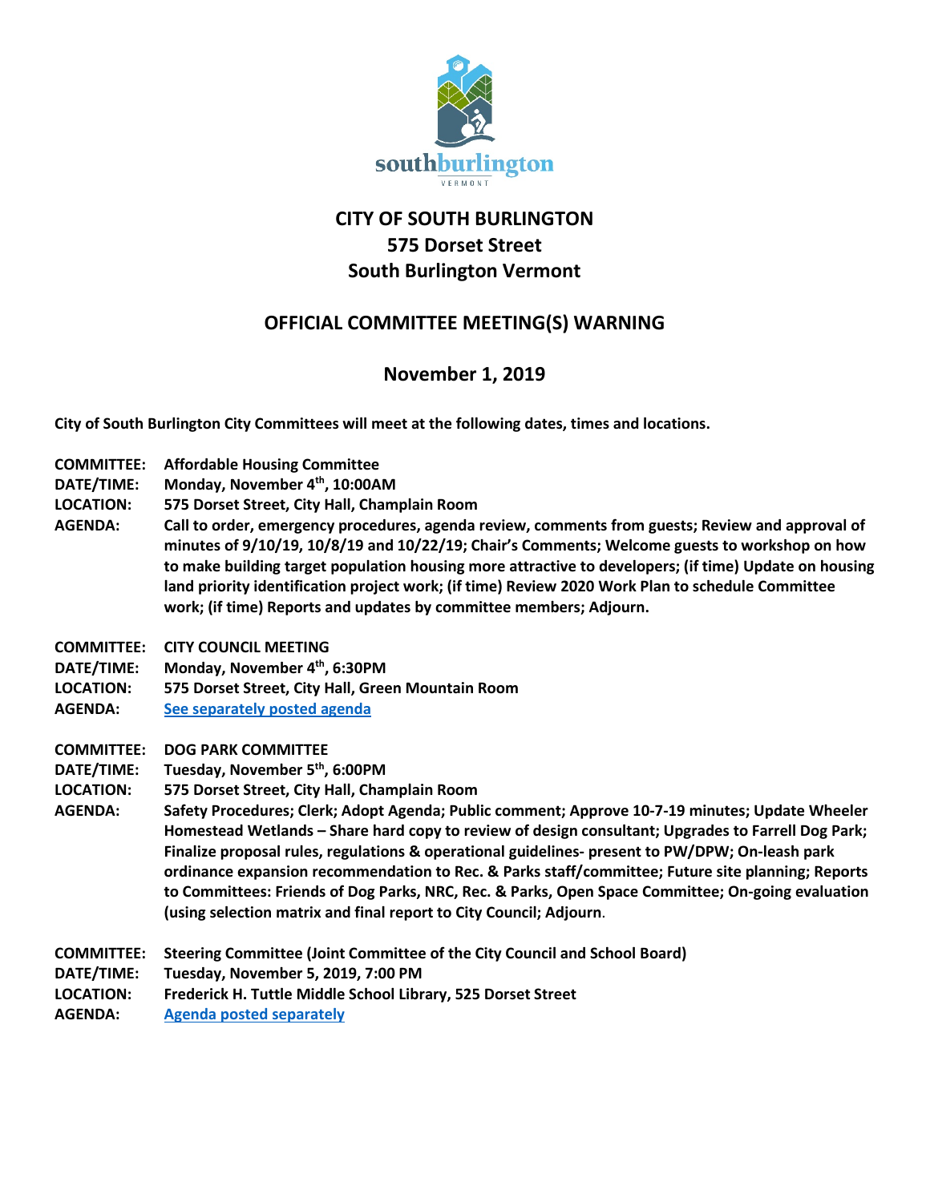# CITY OF SOUTH BURLINGTON
## 575 Dorset Street
## South Burlington Vermont

## OFFICIAL COMMITTEE MEETING(S) WARNING

### November 1, 2019

**City of South Burlington City Committees will meet at the following dates, times and locations.**

**COMMITTEE:** **Affordable Housing Committee**
**DATE/TIME:** **Monday, November 4th, 10:00AM**
**LOCATION:** **575 Dorset Street, City Hall, Champlain Room**
**AGENDA:** **Call to order, emergency procedures, agenda review, comments from guests; Review and approval of minutes of 9/10/19, 10/8/19 and 10/22/19; Chair's Comments; Welcome guests to workshop on how to make building target population housing more attractive to developers; (if time) Update on housing land priority identification project work; (if time) Review 2020 Work Plan to schedule Committee work; (if time) Reports and updates by committee members; Adjourn.**

**COMMITTEE:** **CITY COUNCIL MEETING**
**DATE/TIME:** **Monday, November 4th, 6:30PM**
**LOCATION:** **575 Dorset Street, City Hall, Green Mountain Room**
**AGENDA:** **See separately posted agenda**

**COMMITTEE:** **DOG PARK COMMITTEE**
**DATE/TIME:** **Tuesday, November 5th, 6:00PM**
**LOCATION:** **575 Dorset Street, City Hall, Champlain Room**
**AGENDA:** **Safety Procedures; Clerk; Adopt Agenda; Public comment; Approve 10-7-19 minutes; Update Wheeler Homestead Wetlands – Share hard copy to review of design consultant; Upgrades to Farrell Dog Park; Finalize proposal rules, regulations & operational guidelines- present to PW/DPW; On-leash park ordinance expansion recommendation to Rec. & Parks staff/committee; Future site planning; Reports to Committees: Friends of Dog Parks, NRC, Rec. & Parks, Open Space Committee; On-going evaluation (using selection matrix and final report to City Council; Adjourn.**

**COMMITTEE:** **Steering Committee (Joint Committee of the City Council and School Board)**
**DATE/TIME:** **Tuesday, November 5, 2019, 7:00 PM**
**LOCATION:** **Frederick H. Tuttle Middle School Library, 525 Dorset Street**
**AGENDA:** **Agenda posted separately**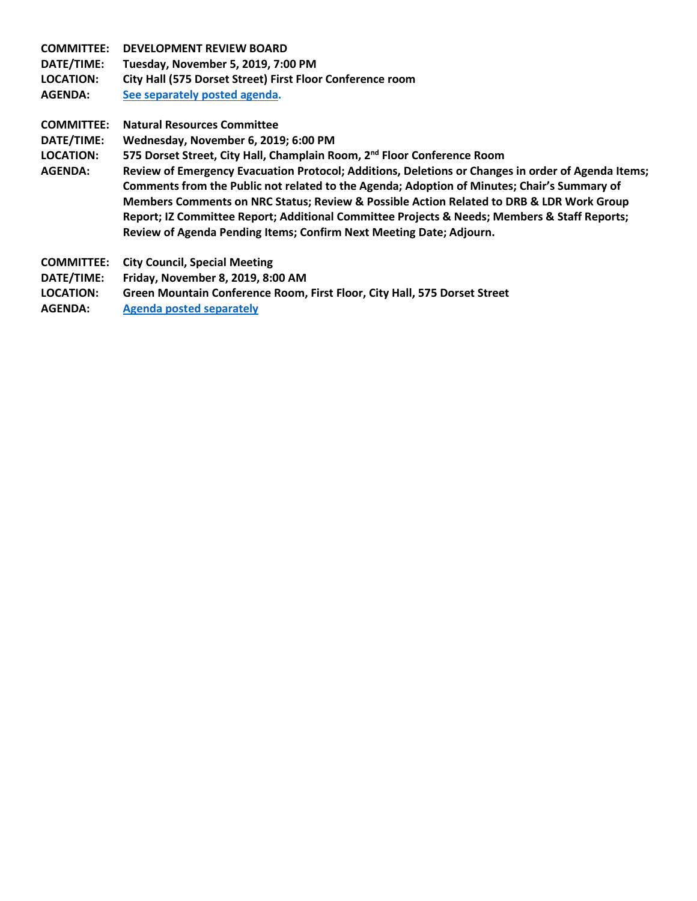**COMMITTEE:** **DEVELOPMENT REVIEW BOARD**
**DATE/TIME:** **Tuesday, November 5, 2019, 7:00 PM**
**LOCATION:** **City Hall (575 Dorset Street) First Floor Conference room**
**AGENDA:** **See separately posted agenda.**

**COMMITTEE:** **Natural Resources Committee**
**DATE/TIME:** **Wednesday, November 6, 2019; 6:00 PM**
**LOCATION:** **575 Dorset Street, City Hall, Champlain Room, 2nd Floor Conference Room**
**AGENDA:** **Review of Emergency Evacuation Protocol; Additions, Deletions or Changes in order of Agenda Items; Comments from the Public not related to the Agenda; Adoption of Minutes; Chair's Summary of Members Comments on NRC Status; Review & Possible Action Related to DRB & LDR Work Group Report; IZ Committee Report; Additional Committee Projects & Needs; Members & Staff Reports; Review of Agenda Pending Items; Confirm Next Meeting Date; Adjourn.**

**COMMITTEE:** **City Council, Special Meeting**
**DATE/TIME:** **Friday, November 8, 2019, 8:00 AM**
**LOCATION:** **Green Mountain Conference Room, First Floor, City Hall, 575 Dorset Street**
**AGENDA:** **Agenda posted separately**